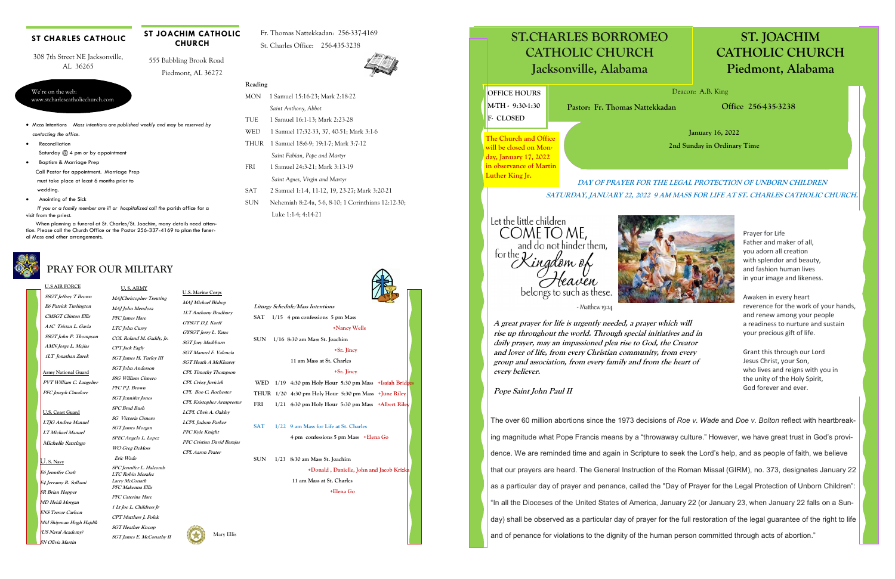## ST CHARLES CATHOLIC

308 7th Street NE Jacksonville, AL 36265

## ST JOACHIM CATHOLIC CHURCH

555 Babbling Brook Road
Piedmont, AL 36272

Fr. Thomas Nattekkadan: 256-337-4169
St. Charles Office: 256-435-3238

We're on the web:
www.stcharlescatholicchurch.com

- Mass Intentions *Mass intentions are published weekly and may be reserved by contacting the office.*
- Reconciliation
  Saturday @ 4 pm or by appointment
- Baptism & Marriage Prep
  Call Pastor for appointment. Marriage Prep must take place at least 6 months prior to wedding.
- Anointing of the Sick
  If you or a family member are ill or hospitalized call the parish office for a visit from the priest.

When planning a funeral at St. Charles/St. Joachim, many details need attention. Please call the Church Office or the Pastor 256-337-4169 to plan the funeral Mass and other arrangements.

**Reading**

| | |
|---|---|
| MON | 1 Samuel 15:16-23; Mark 2:18-22 *Saint Anthony, Abbot* |
| TUE | 1 Samuel 16:1-13; Mark 2:23-28 |
| WED | 1 Samuel 17:32-33, 37, 40-51; Mark 3:1-6 |
| THUR | 1 Samuel 18:6-9; 19:1-7; Mark 3:7-12 *Saint Fabian, Pope and Martyr* |
| FRI | 1 Samuel 24:3-21; Mark 3:13-19 *Saint Agnes, Virgin and Martyr* |
| SAT | 2 Samuel 1:1-4, 11-12, 19, 23-27; Mark 3:20-21 |
| SUN | Nehemiah 8:2-4a, 5-6, 8-10; 1 Corinthians 12:12-30; Luke 1:1-4; 4:14-21 |

## PRAY FOR OUR MILITARY

**U.S AIR FORCE**
*SSGT Jeffrey T Brown*
*E6 Patrick Turlington*
*CMSGT Clinton Ellis*
*A1C Tristan L. Gavia*
*SSGT John P. Thompson*
*AMN Jorge L. Mejias*
*1LT Jonathan Zurek*

**Army National Guard**
*PVT William C. Langelier*
*PFC Joseph Cimalore*

**U.S. Coast Guard**
*LTJG Andrea Manuel*
*LT Michael Manuel*
*Michelle Santiago*

**U. S. Navy**
*E6 Jennifer Craft*
*E4 Jerramy R. Sollami*
*SR Brian Hopper*
*MD Heidi Morgan*
*ENS Trevor Carlson*
*Mid Shipman Hugh Hajdik (US Naval Academy)*
*SN Olivia Martin*

**U.S. ARMY**
*MAJChristopher Treuting*
*MAJ John Mendoza*
*PFC James Hare*
*LTC John Curry*
*COL Roland M. Gaddy, Jr.*
*CPT Jack Eagly*
*SGT James H. Turley III*
*SGT John Anderson*
*SSG William Cisnero*
*PFC P.J. Brown*
*SGT Jennifer Jones*
*SPC Brad Bush*
*SG Victoria Cisnero*
*SGT James Morgan*
*SPEC Angelo L. Lopez*
*WO Greg DeMoss*
*Eric Wade*
*SPC Jennifer L. Halcomb*
*LTC Robin Moralez*
*Larry McConath*
*PFC Makenna Ellis*
*PFC Caterina Hare*
*1 Lt Joe L. Childress Jr*
*CPT Matthew J. Polek*
*SGT Heather Knoop*
*SGT James E. McConathy II*

**U.S. Marine Corps**
*MAJ Michael Bishop*
*1LT Anthony Bradbury*
*GYSGT D.J. Korff*
*GYSGT Jerry L. Yates*
*SGT Joey Mashburn*
*SGT Manuel F. Valencia*
*SGT Heath A McKlearey*
*CPL Timothy Thompson*
*CPL Crissy Juricich*
*CPL Boo C. Rochester*
*CPL Kristopher Armprester*
*LCPL Chris A. Oakley*
*LCPL Judson Parker*
*PFC Kyle Knight*
*PFC Cristian David Barajas*
*CPL Aaron Prater*

Mary Ellis

**Liturgy Schedule/Mass Intentions**

SAT 1/15 4 pm confessions 5 pm Mass
+Nancy Wells

SUN 1/16 8:30 am Mass St. Joachim
+Sr. Jincy
11 am Mass at St. Charles
+Sr. Jincy

WED 1/19 4:30 pm Holy Hour 5:30 pm Mass +Isaiah Bridges
THUR 1/20 4:30 pm Holy Hour 5:30 pm Mass +June Riley
FRI 1/21 4:30 pm Holy Hour 5:30 pm Mass +Albert Riley

SAT 1/22 9 am Mass for Life at St. Charles
4 pm confessions 5 pm Mass +Elena Go

SUN 1/23 8:30 am Mass St. Joachim
+Donald , Danielle, John and Jacob Krizka
11 am Mass at St. Charles
+Elena Go

# ST.CHARLES BORROMEO CATHOLIC CHURCH Jacksonville, Alabama

# ST. JOACHIM CATHOLIC CHURCH Piedmont, Alabama

**OFFICE HOURS**
**M-TH - 9:30-1:30**
**F- CLOSED**

Deacon: A.B. King

**Pastor: Fr. Thomas Nattekkadan** **Office 256-435-3238**

**The Church and Office will be closed on Monday, January 17, 2022 in observance of Martin Luther King Jr.**

**January 16, 2022**
**2nd Sunday in Ordinary Time**

***DAY OF PRAYER FOR THE LEGAL PROTECTION OF UNBORN CHILDREN***
***SATURDAY, JANUARY 22, 2022 9 AM MASS FOR LIFE AT ST. CHARLES CATHOLIC CHURCH.***

Let the little children COME TO ME, and do not hinder them, for the Kingdom of Heaven belongs to such as these.
- Matthew 19:14

Prayer for Life
Father and maker of all,
you adorn all creation
with splendor and beauty,
and fashion human lives
in your image and likeness.

Awaken in every heart
reverence for the work of your hands,
and renew among your people
a readiness to nurture and sustain
your precious gift of life.

Grant this through our Lord
Jesus Christ, your Son,
who lives and reigns with you in
the unity of the Holy Spirit,
God forever and ever.

***A great prayer for life is urgently needed, a prayer which will rise up throughout the world. Through special initiatives and in daily prayer, may an impassioned plea rise to God, the Creator and lover of life, from every Christian community, from every group and association, from every family and from the heart of every believer.***

***Pope Saint John Paul II***

The over 60 million abortions since the 1973 decisions of *Roe v. Wade* and *Doe v. Bolton* reflect with heartbreaking magnitude what Pope Francis means by a "throwaway culture." However, we have great trust in God's providence. We are reminded time and again in Scripture to seek the Lord's help, and as people of faith, we believe that our prayers are heard. The General Instruction of the Roman Missal (GIRM), no. 373, designates January 22 as a particular day of prayer and penance, called the "Day of Prayer for the Legal Protection of Unborn Children": "In all the Dioceses of the United States of America, January 22 (or January 23, when January 22 falls on a Sunday) shall be observed as a particular day of prayer for the full restoration of the legal guarantee of the right to life and of penance for violations to the dignity of the human person committed through acts of abortion."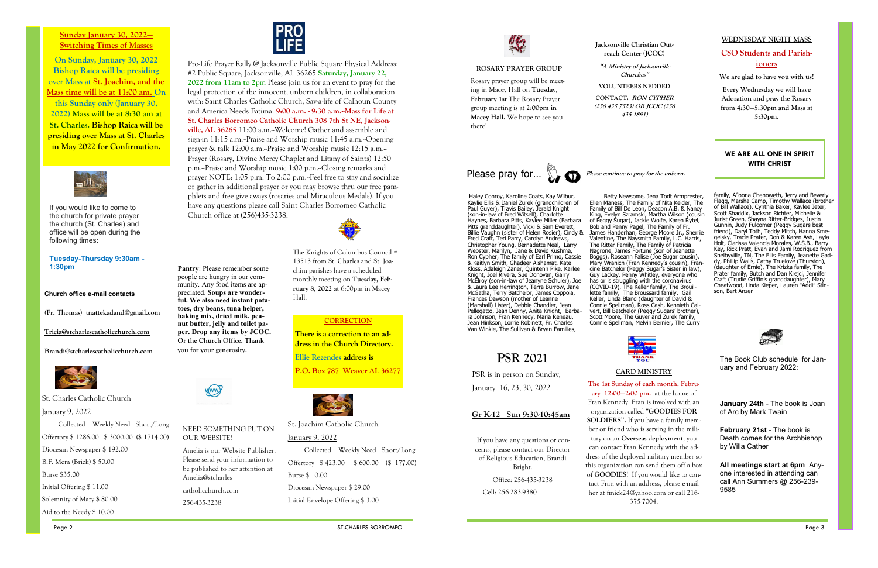**Sunday January 30, 2022— Switching Times of Masses**

**On Sunday, January 30, 2022 Bishop Raica will be presiding over Mass at St. Joachim, and the Mass time will be at 11:00 am. On this Sunday only (January 30, 2022) Mass will be at 8:30 am at St. Charles. Bishop Raica will be presiding over Mass at St. Charles in May 2022 for Confirmation.**

If you would like to come to the church for private prayer the church (St. Charles) and office will be open during the following times:

**Tuesday-Thursday 9:30am - 1:30pm**

**Church office e-mail contacts**

**(Fr. Thomas) tnattekadand@gmail.com**

**Tricia@stcharlescatholicchurch.com**

**Brandi@stcharlescatholicchurch.com**

St. Charles Catholic Church

January 9, 2022

| | Collected | Weekly Need | Short/Long |
|---|---|---|---|
| Offertory | $ 1286.00 | $ 3000.00 | ($ 1714.00) |
| Diocesan Newspaper | $ 192.00 | | |
| B.F. Mem (Brick) | $ 50.00 | | |
| Burse | $35.00 | | |
| Initial Offering | $ 11.00 | | |
| Solemnity of Mary | $ 80.00 | | |
| Aid to the Needy | $ 10.00 | | |

# PRO LIFE

Pro-Life Prayer Rally @ Jacksonville Public Square Physical Address: #2 Public Square, Jacksonville, AL 36265 **Saturday, January 22, 2022 from 11am to 2pm** Please join us for an event to pray for the legal protection of the innocent, unborn children, in collaboration with: Saint Charles Catholic Church, Sav-a-life of Calhoun County and America Needs Fatima. **9:00 a.m. - 9:30 a.m.~Mass for Life at St. Charles Borromeo Catholic Church 308 7th St NE, Jacksonville, AL 36265** 11:00 a.m.~Welcome! Gather and assemble and sign-in 11:15 a.m.~Praise and Worship music 11:45 a.m.~Opening prayer & talk 12:00 a.m.~Praise and Worship music 12:15 a.m.~Prayer (Rosary, Divine Mercy Chaplet and Litany of Saints) 12:50 p.m.~Praise and Worship music 1:00 p.m.~Closing remarks and prayer NOTE: 1:05 p.m. To 2:00 p.m.~Feel free to stay and socialize or gather in additional prayer or you may browse thru our free pamphlets and free give aways (rosaries and Miraculous Medals). If you have any questions please call Saint Charles Borromeo Catholic Church office at (256)435-3238.

**Pantry**: Please remember some people are hungry in our community. Any food items are appreciated. **Soups are wonderful. We also need instant potatoes, dry beans, tuna helper, baking mix, dried milk, peanut butter, jelly and toilet paper. Drop any items by JCOC. Or the Church Office. Thank you for your generosity.**

The Knights of Columbus Council # 13513 from St. Charles and St. Joachim parishes have a scheduled monthly meeting on **Tuesday, February 8, 2022** at 6:00pm in Macey Hall.

**CORRECTION**

**There is a correction to an address in the Church Directory.**

**Ellie Rezendes address is**

**P.O. Box 787 Weaver AL 36277**

NEED SOMETHING PUT ON OUR WEBSITE?

Amelia is our Website Publisher. Please send your information to be published to her attention at Amelia@stcharles

catholicchurch.com

256-435-3238

St. Joachim Catholic Church

January 9, 2022

| | Collected | Weekly Need | Short/Long |
|---|---|---|---|
| Offertory | $ 423.00 | $ 600.00 | ($ 177.00) |
| Burse | $ 10.00 | | |
| Diocesan Newspaper | $ 29.00 | | |
| Initial Envelope Offering | $ 3.00 | | |

**ROSARY PRAYER GROUP**

Rosary prayer group will be meeting in Macey Hall on **Tuesday, February 1st** The Rosary Prayer group meeting is at **2:00pm in Macey Hall.** We hope to see you there!

**Jacksonville Christian Outreach Center (JCOC)**

***"A Ministry of Jacksonville Churches"***

**VOLUNTEERS NEEDED**

**CONTACT: *RON CYPHER (256 435 7523) OR JCOC (256 435 1891)***

**WEDNESDAY NIGHT MASS**

**CSO Students and Parishioners**

**We are glad to have you with us!**

**Every Wednesday we will have Adoration and pray the Rosary from 4:30—5:30pm and Mass at 5:30pm.**

**WE ARE ALL ONE IN SPIRIT WITH CHRIST**

## Please pray for…

***Please continue to pray for the unborn.***

Haley Conroy, Karoline Coats, Kay Wilbur, Kaylie Ellis & Daniel Zurek (grandchildren of Paul Guyer), Travis Bailey, Jerald Knight (son-in-law of Fred Witsell), Charlotte Haynes, Barbara Pitts, Kaylee Miller (Barbara Pitts granddaughter), Vicki & Sam Everett, Billie Vaughn (sister of Helen Rosier), Cindy & Fred Craft, Teri Parry, Carolyn Andrews, Christopher Young, Bernadette Neal, Larry Webster, Marilyn, Jane & David Kushma, Ron Cypher, The family of Earl Primo, Cassie & Kaitlyn Smith, Ghadeer Alshamat, Kate Kloss, Adaleigh Zaner, Quintenn Pike, Karlee Knight, Joel Rivera, Sue Donovan, Garry McElroy (son-in-law of Jeanyne Schuler), Joe & Laura Lee Herrington, Terra Burrow, Jane McGatha, Terry Batchelor, James Coppola, Frances Dawson (mother of Leanne (Marshall) Lister), Debbie Chandler, Jean Pellegatto, Jean Denny, Anita Knight, Barbara Johnson, Fran Kennedy, Maria Reneau, Jean Hinkson, Lorrie Robinett, Fr. Charles Van Winkle, The Sullivan & Bryan Families, Betty Newsome, Jena Todt Armprester, Ellen Maness, The Family of Nita Keider, The Family of Bill De Leon, Deacon A.B. & Nancy King, Evelyn Szramski, Martha Wilson (cousin of Peggy Sugar), Jackie Wolfe, Karen Rytel, Bob and Penny Pagel, The Family of Fr. James Handerhan, George Moore Jr., Sherrie Valentine, The Naysmith Family, L.C. Harris, The Ritter Family, The Family of Patricia Nagrone, James Fortune (son of Jeanette Boggs), Roseann Falise (Joe Sugar cousin), Mary Wranich (Fran Kennedy's cousin), Francine Batchelor (Peggy Sugar's Sister in law), Guy Lackey, Penny Whitley, everyone who has or is struggling with the coronavirus (COVID-19), The Keller family, The Brouillette family, The Broussard family, Gail Keller, Linda Bland (daughter of David & Connie Spellman), Ross Cash, Kennieth Calvert, Bill Batchelor (Peggy Sugars' brother), Scott Moore, The Guyer and Zurek family, Connie Spellman, Melvin Bernier, The Curry family, A'loona Chenoweth, Jerry and Beverly Flagg, Marsha Camp, Timothy Wallace (brother of Bill Wallace), Cynthia Baker, Kaylee Jeter, Scott Shaddix, Jackson Richter, Michelle & Jurist Green, Shayna Ritter-Bridges, Justin Gunnin, Judy Fulcomer (Peggy Sugars best friend), Daryl Toth, Teddy Mitch, Hanna Smegelsky, Tracie Prater, Don & Karen Ash, Layla Holt, Clarissa Valencia Morales, W.S.B., Barry Key, Rick Pratt, Evan and Jami Rodriguez from Shelbyville, TN, The Ellis Family, Jeanette Gaddy, Phillip Walls, Cathy Truelove (Thurston), (daughter of Ernie), The Krizka family, The Prater family, Butch and Dan Krejci, Jennifer Craft (Trudie Griffin's granddaughter), Mary Cheatwood, Linda Kieper, Lauren "Addi" Stinson, Bert Anzer

# PSR 2021

PSR is in person on Sunday, January 16, 23, 30, 2022

**Gr K-12 Sun 9:30-10:45am**

If you have any questions or concerns, please contact our Director of Religious Education, Brandi Bright.

Office: 256-435-3238

Cell: 256-283-9380

**CARD MINISTRY**

**The 1st Sunday of each month, February 12:00—2:00 pm.** at the home of Fran Kennedy. Fran is involved with an organization called "**GOODIES FOR SOLDIERS".** If you have a family member or friend who is serving in the military on an **Overseas deployment**, you can contact Fran Kennedy with the address of the deployed military member so this organization can send them off a box of **GOODIES**! If you would like to contact Fran with an address, please e-mail her at fmick24@yahoo.com or call 216-375-7004.

The Book Club schedule for January and February 2022:

**January 24th** - The book is Joan of Arc by Mark Twain

**February 21st** - The book is Death comes for the Archbishop by Willa Cather

**All meetings start at 6pm** Anyone interested in attending can call Ann Summers @ 256-239-9585